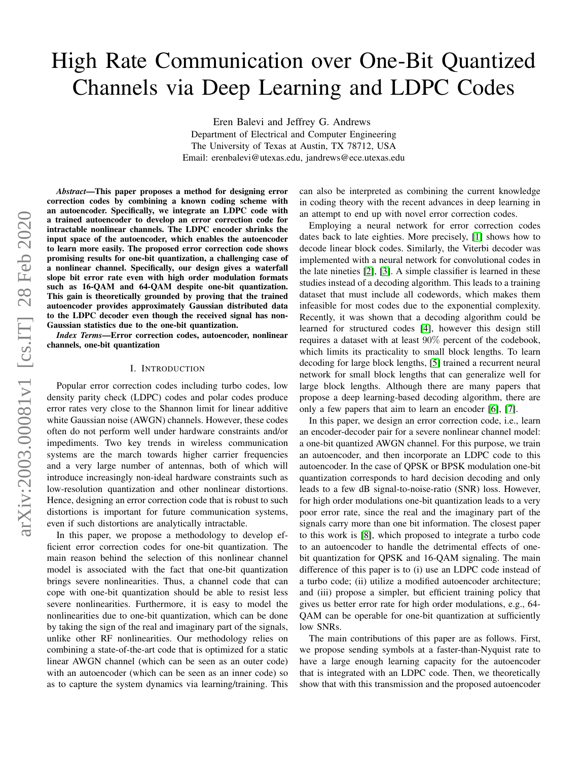# High Rate Communication over One-Bit Quantized Channels via Deep Learning and LDPC Codes

Eren Balevi and Jeffrey G. Andrews
Department of Electrical and Computer Engineering
The University of Texas at Austin, TX 78712, USA
Email: erenbalevi@utexas.edu, jandrews@ece.utexas.edu

***Abstract*—This paper proposes a method for designing error correction codes by combining a known coding scheme with an autoencoder. Specifically, we integrate an LDPC code with a trained autoencoder to develop an error correction code for intractable nonlinear channels. The LDPC encoder shrinks the input space of the autoencoder, which enables the autoencoder to learn more easily. The proposed error correction code shows promising results for one-bit quantization, a challenging case of a nonlinear channel. Specifically, our design gives a waterfall slope bit error rate even with high order modulation formats such as 16-QAM and 64-QAM despite one-bit quantization. This gain is theoretically grounded by proving that the trained autoencoder provides approximately Gaussian distributed data to the LDPC decoder even though the received signal has non-Gaussian statistics due to the one-bit quantization.**

***Index Terms*—Error correction codes, autoencoder, nonlinear channels, one-bit quantization**

## I. Introduction

Popular error correction codes including turbo codes, low density parity check (LDPC) codes and polar codes produce error rates very close to the Shannon limit for linear additive white Gaussian noise (AWGN) channels. However, these codes often do not perform well under hardware constraints and/or impediments. Two key trends in wireless communication systems are the march towards higher carrier frequencies and a very large number of antennas, both of which will introduce increasingly non-ideal hardware constraints such as low-resolution quantization and other nonlinear distortions. Hence, designing an error correction code that is robust to such distortions is important for future communication systems, even if such distortions are analytically intractable.

In this paper, we propose a methodology to develop efficient error correction codes for one-bit quantization. The main reason behind the selection of this nonlinear channel model is associated with the fact that one-bit quantization brings severe nonlinearities. Thus, a channel code that can cope with one-bit quantization should be able to resist less severe nonlinearities. Furthermore, it is easy to model the nonlinearities due to one-bit quantization, which can be done by taking the sign of the real and imaginary part of the signals, unlike other RF nonlinearities. Our methodology relies on combining a state-of-the-art code that is optimized for a static linear AWGN channel (which can be seen as an outer code) with an autoencoder (which can be seen as an inner code) so as to capture the system dynamics via learning/training. This can also be interpreted as combining the current knowledge in coding theory with the recent advances in deep learning in an attempt to end up with novel error correction codes.

Employing a neural network for error correction codes dates back to late eighties. More precisely, [1] shows how to decode linear block codes. Similarly, the Viterbi decoder was implemented with a neural network for convolutional codes in the late nineties [2], [3]. A simple classifier is learned in these studies instead of a decoding algorithm. This leads to a training dataset that must include all codewords, which makes them infeasible for most codes due to the exponential complexity. Recently, it was shown that a decoding algorithm could be learned for structured codes [4], however this design still requires a dataset with at least $90\%$ percent of the codebook, which limits its practicality to small block lengths. To learn decoding for large block lengths, [5] trained a recurrent neural network for small block lengths that can generalize well for large block lengths. Although there are many papers that propose a deep learning-based decoding algorithm, there are only a few papers that aim to learn an encoder [6], [7].

In this paper, we design an error correction code, i.e., learn an encoder-decoder pair for a severe nonlinear channel model: a one-bit quantized AWGN channel. For this purpose, we train an autoencoder, and then incorporate an LDPC code to this autoencoder. In the case of QPSK or BPSK modulation one-bit quantization corresponds to hard decision decoding and only leads to a few dB signal-to-noise-ratio (SNR) loss. However, for high order modulations one-bit quantization leads to a very poor error rate, since the real and the imaginary part of the signals carry more than one bit information. The closest paper to this work is [8], which proposed to integrate a turbo code to an autoencoder to handle the detrimental effects of one-bit quantization for QPSK and 16-QAM signaling. The main difference of this paper is to (i) use an LDPC code instead of a turbo code; (ii) utilize a modified autoencoder architecture; and (iii) propose a simpler, but efficient training policy that gives us better error rate for high order modulations, e.g., 64-QAM can be operable for one-bit quantization at sufficiently low SNRs.

The main contributions of this paper are as follows. First, we propose sending symbols at a faster-than-Nyquist rate to have a large enough learning capacity for the autoencoder that is integrated with an LDPC code. Then, we theoretically show that with this transmission and the proposed autoencoder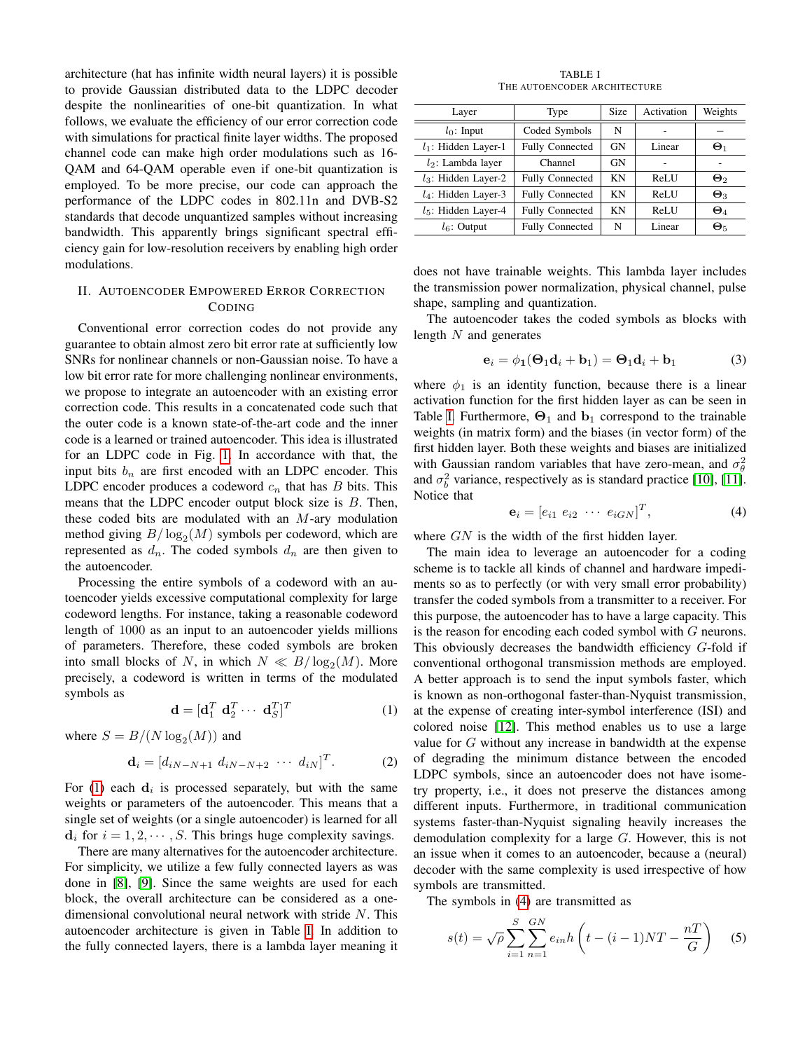architecture (hat has infinite width neural layers) it is possible to provide Gaussian distributed data to the LDPC decoder despite the nonlinearities of one-bit quantization. In what follows, we evaluate the efficiency of our error correction code with simulations for practical finite layer widths. The proposed channel code can make high order modulations such as 16-QAM and 64-QAM operable even if one-bit quantization is employed. To be more precise, our code can approach the performance of the LDPC codes in 802.11n and DVB-S2 standards that decode unquantized samples without increasing bandwidth. This apparently brings significant spectral efficiency gain for low-resolution receivers by enabling high order modulations.

## II. Autoencoder Empowered Error Correction Coding

Conventional error correction codes do not provide any guarantee to obtain almost zero bit error rate at sufficiently low SNRs for nonlinear channels or non-Gaussian noise. To have a low bit error rate for more challenging nonlinear environments, we propose to integrate an autoencoder with an existing error correction code. This results in a concatenated code such that the outer code is a known state-of-the-art code and the inner code is a learned or trained autoencoder. This idea is illustrated for an LDPC code in Fig. 1. In accordance with that, the input bits $b_n$ are first encoded with an LDPC encoder. This LDPC encoder produces a codeword $c_n$ that has $B$ bits. This means that the LDPC encoder output block size is $B$. Then, these coded bits are modulated with an $M$-ary modulation method giving $B/\log_2(M)$ symbols per codeword, which are represented as $d_n$. The coded symbols $d_n$ are then given to the autoencoder.

Processing the entire symbols of a codeword with an autoencoder yields excessive computational complexity for large codeword lengths. For instance, taking a reasonable codeword length of 1000 as an input to an autoencoder yields millions of parameters. Therefore, these coded symbols are broken into small blocks of $N$, in which $N \ll B/\log_2(M)$. More precisely, a codeword is written in terms of the modulated symbols as

$$\mathbf{d} = [\mathbf{d}_1^T \ \mathbf{d}_2^T \cdots \ \mathbf{d}_S^T]^T \tag{1}$$

where $S = B/(N\log_2(M))$ and

$$\mathbf{d}_i = [d_{iN-N+1} \ d_{iN-N+2} \ \cdots \ d_{iN}]^T. \tag{2}$$

For (1) each $\mathbf{d}_i$ is processed separately, but with the same weights or parameters of the autoencoder. This means that a single set of weights (or a single autoencoder) is learned for all $\mathbf{d}_i$ for $i = 1, 2, \cdots, S$. This brings huge complexity savings.

There are many alternatives for the autoencoder architecture. For simplicity, we utilize a few fully connected layers as was done in [8], [9]. Since the same weights are used for each block, the overall architecture can be considered as a one-dimensional convolutional neural network with stride $N$. This autoencoder architecture is given in Table I. In addition to the fully connected layers, there is a lambda layer meaning it does not have trainable weights. This lambda layer includes the transmission power normalization, physical channel, pulse shape, sampling and quantization.

TABLE I
The Autoencoder Architecture

| Layer | Type | Size | Activation | Weights |
|---|---|---|---|---|
| $l_0$: Input | Coded Symbols | N | - | – |
| $l_1$: Hidden Layer-1 | Fully Connected | GN | Linear | $\mathbf{\Theta}_1$ |
| $l_2$: Lambda layer | Channel | GN | - | - |
| $l_3$: Hidden Layer-2 | Fully Connected | KN | ReLU | $\mathbf{\Theta}_2$ |
| $l_4$: Hidden Layer-3 | Fully Connected | KN | ReLU | $\mathbf{\Theta}_3$ |
| $l_5$: Hidden Layer-4 | Fully Connected | KN | ReLU | $\mathbf{\Theta}_4$ |
| $l_6$: Output | Fully Connected | N | Linear | $\mathbf{\Theta}_5$ |

The autoencoder takes the coded symbols as blocks with length $N$ and generates

$$\mathbf{e}_i = \phi_1(\mathbf{\Theta}_1\mathbf{d}_i + \mathbf{b}_1) = \mathbf{\Theta}_1\mathbf{d}_i + \mathbf{b}_1 \tag{3}$$

where $\phi_1$ is an identity function, because there is a linear activation function for the first hidden layer as can be seen in Table I. Furthermore, $\mathbf{\Theta}_1$ and $\mathbf{b}_1$ correspond to the trainable weights (in matrix form) and the biases (in vector form) of the first hidden layer. Both these weights and biases are initialized with Gaussian random variables that have zero-mean, and $\sigma_\theta^2$ and $\sigma_b^2$ variance, respectively as is standard practice [10], [11]. Notice that

$$\mathbf{e}_i = [e_{i1} \ e_{i2} \ \cdots \ e_{iGN}]^T, \tag{4}$$

where $GN$ is the width of the first hidden layer.

The main idea to leverage an autoencoder for a coding scheme is to tackle all kinds of channel and hardware impediments so as to perfectly (or with very small error probability) transfer the coded symbols from a transmitter to a receiver. For this purpose, the autoencoder has to have a large capacity. This is the reason for encoding each coded symbol with $G$ neurons. This obviously decreases the bandwidth efficiency $G$-fold if conventional orthogonal transmission methods are employed. A better approach is to send the input symbols faster, which is known as non-orthogonal faster-than-Nyquist transmission, at the expense of creating inter-symbol interference (ISI) and colored noise [12]. This method enables us to use a large value for $G$ without any increase in bandwidth at the expense of degrading the minimum distance between the encoded LDPC symbols, since an autoencoder does not have isometry property, i.e., it does not preserve the distances among different inputs. Furthermore, in traditional communication systems faster-than-Nyquist signaling heavily increases the demodulation complexity for a large $G$. However, this is not an issue when it comes to an autoencoder, because a (neural) decoder with the same complexity is used irrespective of how symbols are transmitted.

The symbols in (4) are transmitted as

$$s(t) = \sqrt{\rho}\sum_{i=1}^{S}\sum_{n=1}^{GN} e_{in} h\left(t - (i-1)NT - \frac{nT}{G}\right) \tag{5}$$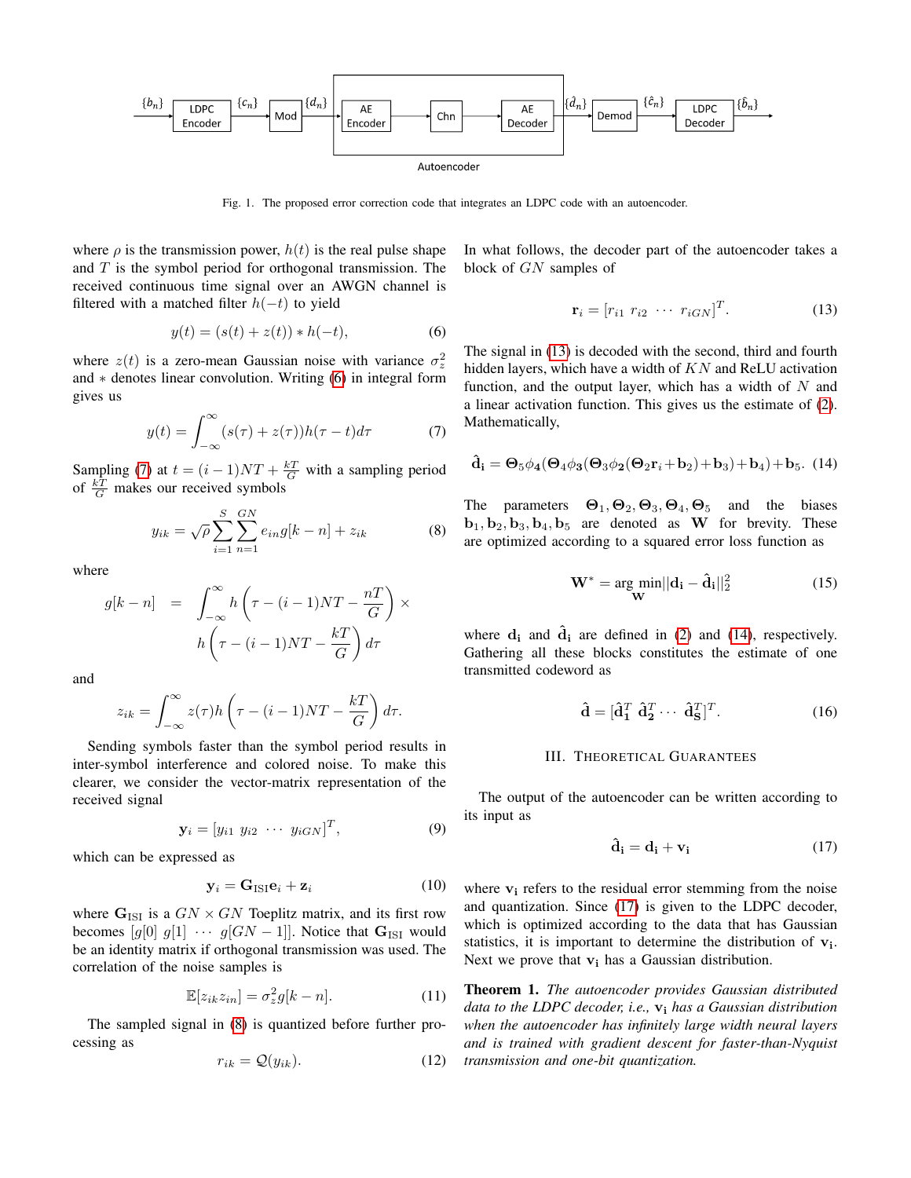Fig. 1. The proposed error correction code that integrates an LDPC code with an autoencoder.

where $\rho$ is the transmission power, $h(t)$ is the real pulse shape and $T$ is the symbol period for orthogonal transmission. The received continuous time signal over an AWGN channel is filtered with a matched filter $h(-t)$ to yield

$$y(t) = (s(t) + z(t)) * h(-t), \tag{6}$$

where $z(t)$ is a zero-mean Gaussian noise with variance $\sigma_z^2$ and $*$ denotes linear convolution. Writing (6) in integral form gives us

$$y(t) = \int_{-\infty}^{\infty} (s(\tau) + z(\tau))h(\tau - t)d\tau \tag{7}$$

Sampling (7) at $t = (i-1)NT + \frac{kT}{G}$ with a sampling period of $\frac{kT}{G}$ makes our received symbols

$$y_{ik} = \sqrt{\rho}\sum_{i=1}^{S}\sum_{n=1}^{GN} e_{in} g[k-n] + z_{ik} \tag{8}$$

where

$$g[k-n] = \int_{-\infty}^{\infty} h\left(\tau - (i-1)NT - \frac{nT}{G}\right) \times h\left(\tau - (i-1)NT - \frac{kT}{G}\right) d\tau$$

and

$$z_{ik} = \int_{-\infty}^{\infty} z(\tau) h\left(\tau - (i-1)NT - \frac{kT}{G}\right) d\tau.$$

Sending symbols faster than the symbol period results in inter-symbol interference and colored noise. To make this clearer, we consider the vector-matrix representation of the received signal

$$\mathbf{y}_i = [y_{i1} \ y_{i2} \ \cdots \ y_{iGN}]^T, \tag{9}$$

which can be expressed as

$$\mathbf{y}_i = \mathbf{G}_{\text{ISI}}\mathbf{e}_i + \mathbf{z}_i \tag{10}$$

where $\mathbf{G}_{\text{ISI}}$ is a $GN \times GN$ Toeplitz matrix, and its first row becomes $[g[0] \ g[1] \ \cdots \ g[GN-1]]$. Notice that $\mathbf{G}_{\text{ISI}}$ would be an identity matrix if orthogonal transmission was used. The correlation of the noise samples is

$$\mathbb{E}[z_{ik} z_{in}] = \sigma_z^2 g[k-n]. \tag{11}$$

The sampled signal in (8) is quantized before further processing as

$$r_{ik} = \mathcal{Q}(y_{ik}). \tag{12}$$

In what follows, the decoder part of the autoencoder takes a block of $GN$ samples of

$$\mathbf{r}_i = [r_{i1} \ r_{i2} \ \cdots \ r_{iGN}]^T. \tag{13}$$

The signal in (13) is decoded with the second, third and fourth hidden layers, which have a width of $KN$ and ReLU activation function, and the output layer, which has a width of $N$ and a linear activation function. This gives us the estimate of (2). Mathematically,

$$\hat{\mathbf{d}}_\mathbf{i} = \mathbf{\Theta}_5\phi_\mathbf{4}(\mathbf{\Theta}_4\phi_\mathbf{3}(\mathbf{\Theta}_3\phi_\mathbf{2}(\mathbf{\Theta}_2\mathbf{r}_i+\mathbf{b}_2)+\mathbf{b}_3)+\mathbf{b}_4)+\mathbf{b}_5. \tag{14}$$

The parameters $\mathbf{\Theta}_1, \mathbf{\Theta}_2, \mathbf{\Theta}_3, \mathbf{\Theta}_4, \mathbf{\Theta}_5$ and the biases $\mathbf{b}_1, \mathbf{b}_2, \mathbf{b}_3, \mathbf{b}_4, \mathbf{b}_5$ are denoted as $\mathbf{W}$ for brevity. These are optimized according to a squared error loss function as

$$\mathbf{W}^* = \arg\min_{\mathbf{W}} ||\mathbf{d}_\mathbf{i} - \hat{\mathbf{d}}_\mathbf{i}||_2^2 \tag{15}$$

where $\mathbf{d}_\mathbf{i}$ and $\hat{\mathbf{d}}_\mathbf{i}$ are defined in (2) and (14), respectively. Gathering all these blocks constitutes the estimate of one transmitted codeword as

$$\hat{\mathbf{d}} = [\hat{\mathbf{d}}_\mathbf{1}^T \ \hat{\mathbf{d}}_\mathbf{2}^T \cdots \ \hat{\mathbf{d}}_\mathbf{S}^T]^T. \tag{16}$$

## III. Theoretical Guarantees

The output of the autoencoder can be written according to its input as

$$\hat{\mathbf{d}}_\mathbf{i} = \mathbf{d}_\mathbf{i} + \mathbf{v}_\mathbf{i} \tag{17}$$

where $\mathbf{v}_\mathbf{i}$ refers to the residual error stemming from the noise and quantization. Since (17) is given to the LDPC decoder, which is optimized according to the data that has Gaussian statistics, it is important to determine the distribution of $\mathbf{v}_\mathbf{i}$. Next we prove that $\mathbf{v}_\mathbf{i}$ has a Gaussian distribution.

**Theorem 1.** *The autoencoder provides Gaussian distributed data to the LDPC decoder, i.e.,* $\mathbf{v}_\mathbf{i}$ *has a Gaussian distribution when the autoencoder has infinitely large width neural layers and is trained with gradient descent for faster-than-Nyquist transmission and one-bit quantization.*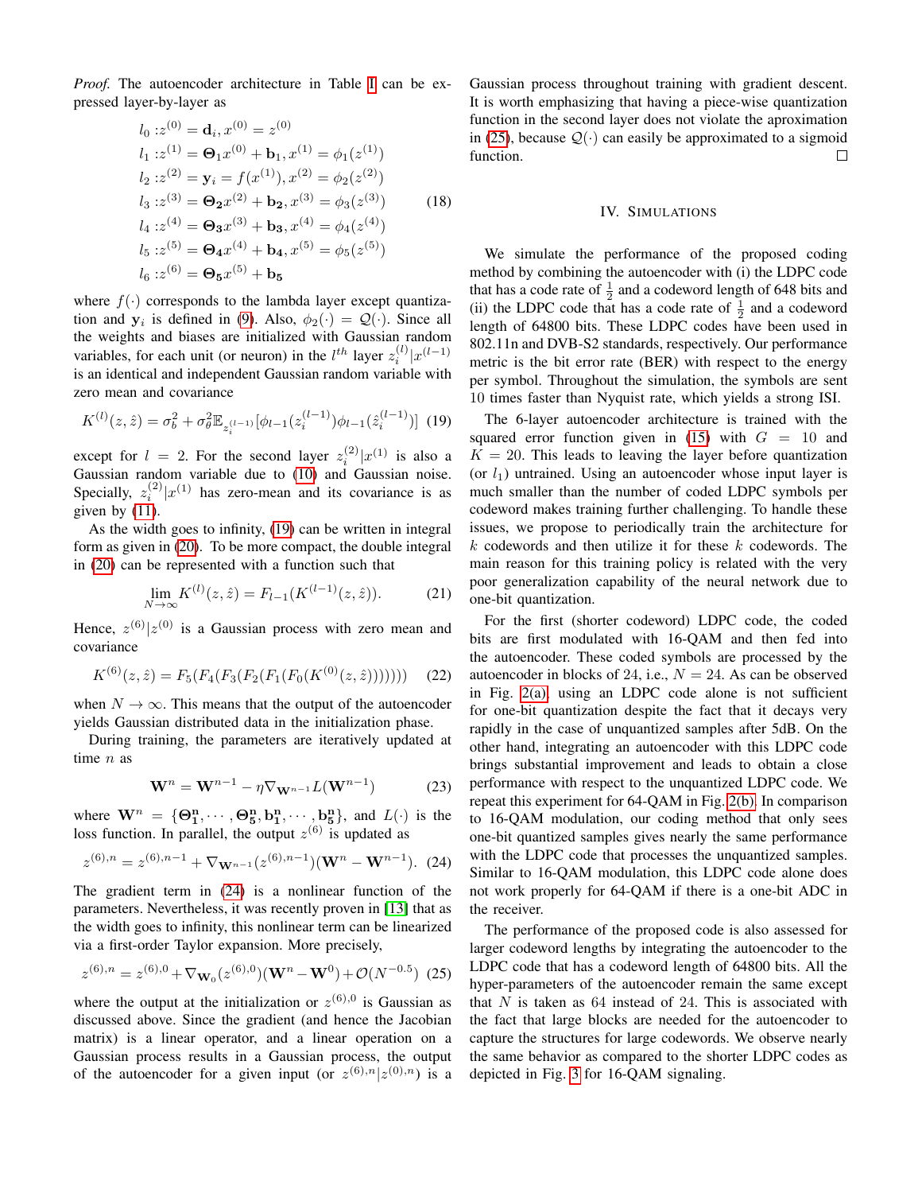*Proof.* The autoencoder architecture in Table I can be expressed layer-by-layer as

$$
\begin{aligned}
&l_0 : z^{(0)} = \mathbf{d}_i, x^{(0)} = z^{(0)} \\
&l_1 : z^{(1)} = \mathbf{\Theta}_1 x^{(0)} + \mathbf{b}_1, x^{(1)} = \phi_1(z^{(1)}) \\
&l_2 : z^{(2)} = \mathbf{y}_i = f(x^{(1)}), x^{(2)} = \phi_2(z^{(2)}) \\
&l_3 : z^{(3)} = \mathbf{\Theta_2} x^{(2)} + \mathbf{b_2}, x^{(3)} = \phi_3(z^{(3)}) \\
&l_4 : z^{(4)} = \mathbf{\Theta_3} x^{(3)} + \mathbf{b_3}, x^{(4)} = \phi_4(z^{(4)}) \\
&l_5 : z^{(5)} = \mathbf{\Theta_4} x^{(4)} + \mathbf{b_4}, x^{(5)} = \phi_5(z^{(5)}) \\
&l_6 : z^{(6)} = \mathbf{\Theta_5} x^{(5)} + \mathbf{b_5}
\end{aligned}
\tag{18}
$$

where $f(\cdot)$ corresponds to the lambda layer except quantization and $\mathbf{y}_i$ is defined in (9). Also, $\phi_2(\cdot) = \mathcal{Q}(\cdot)$. Since all the weights and biases are initialized with Gaussian random variables, for each unit (or neuron) in the $l^{th}$ layer $z_i^{(l)}|x^{(l-1)}$ is an identical and independent Gaussian random variable with zero mean and covariance

$$
K^{(l)}(z, \hat{z}) = \sigma_b^2 + \sigma_\theta^2 \mathbb{E}_{z_i^{(l-1)}}[\phi_{l-1}(z_i^{(l-1)})\phi_{l-1}(\hat{z}_i^{(l-1)})] \tag{19}
$$

except for $l = 2$. For the second layer $z_i^{(2)}|x^{(1)}$ is also a Gaussian random variable due to (10) and Gaussian noise. Specially, $z_i^{(2)}|x^{(1)}$ has zero-mean and its covariance is as given by (11).

As the width goes to infinity, (19) can be written in integral form as given in (20). To be more compact, the double integral in (20) can be represented with a function such that

$$
\lim_{N \to \infty} K^{(l)}(z, \hat{z}) = F_{l-1}(K^{(l-1)}(z, \hat{z})). \tag{21}
$$

Hence, $z^{(6)}|z^{(0)}$ is a Gaussian process with zero mean and covariance

$$
K^{(6)}(z, \hat{z}) = F_5(F_4(F_3(F_2(F_1(F_0(K^{(0)}(z, \hat{z}))))))) \tag{22}
$$

when $N \to \infty$. This means that the output of the autoencoder yields Gaussian distributed data in the initialization phase.

During training, the parameters are iteratively updated at time $n$ as

$$
\mathbf{W}^n = \mathbf{W}^{n-1} - \eta \nabla_{\mathbf{W}^{n-1}} L(\mathbf{W}^{n-1}) \tag{23}
$$

where $\mathbf{W}^n = \{\mathbf{\Theta_1^n}, \cdots, \mathbf{\Theta_5^n}, \mathbf{b_1^n}, \cdots, \mathbf{b_5^n}\}$, and $L(\cdot)$ is the loss function. In parallel, the output $z^{(6)}$ is updated as

$$
z^{(6),n} = z^{(6),n-1} + \nabla_{\mathbf{W}^{n-1}}(z^{(6),n-1})(\mathbf{W}^n - \mathbf{W}^{n-1}). \tag{24}
$$

The gradient term in (24) is a nonlinear function of the parameters. Nevertheless, it was recently proven in [13] that as the width goes to infinity, this nonlinear term can be linearized via a first-order Taylor expansion. More precisely,

$$
z^{(6),n} = z^{(6),0} + \nabla_{\mathbf{W}_0}(z^{(6),0})(\mathbf{W}^n - \mathbf{W}^0) + \mathcal{O}(N^{-0.5}) \tag{25}
$$

where the output at the initialization or $z^{(6),0}$ is Gaussian as discussed above. Since the gradient (and hence the Jacobian matrix) is a linear operator, and a linear operation on a Gaussian process results in a Gaussian process, the output of the autoencoder for a given input (or $z^{(6),n}|z^{(0),n}$) is a Gaussian process throughout training with gradient descent. It is worth emphasizing that having a piece-wise quantization function in the second layer does not violate the aproximation in (25), because $\mathcal{Q}(\cdot)$ can easily be approximated to a sigmoid function. □

## IV. Simulations

We simulate the performance of the proposed coding method by combining the autoencoder with (i) the LDPC code that has a code rate of $\frac{1}{2}$ and a codeword length of 648 bits and (ii) the LDPC code that has a code rate of $\frac{1}{2}$ and a codeword length of 64800 bits. These LDPC codes have been used in 802.11n and DVB-S2 standards, respectively. Our performance metric is the bit error rate (BER) with respect to the energy per symbol. Throughout the simulation, the symbols are sent 10 times faster than Nyquist rate, which yields a strong ISI.

The 6-layer autoencoder architecture is trained with the squared error function given in (15) with $G = 10$ and $K = 20$. This leads to leaving the layer before quantization (or $l_1$) untrained. Using an autoencoder whose input layer is much smaller than the number of coded LDPC symbols per codeword makes training further challenging. To handle these issues, we propose to periodically train the architecture for $k$ codewords and then utilize it for these $k$ codewords. The main reason for this training policy is related with the very poor generalization capability of the neural network due to one-bit quantization.

For the first (shorter codeword) LDPC code, the coded bits are first modulated with 16-QAM and then fed into the autoencoder. These coded symbols are processed by the autoencoder in blocks of 24, i.e., $N = 24$. As can be observed in Fig. 2(a), using an LDPC code alone is not sufficient for one-bit quantization despite the fact that it decays very rapidly in the case of unquantized samples after 5dB. On the other hand, integrating an autoencoder with this LDPC code brings substantial improvement and leads to obtain a close performance with respect to the unquantized LDPC code. We repeat this experiment for 64-QAM in Fig. 2(b). In comparison to 16-QAM modulation, our coding method that only sees one-bit quantized samples gives nearly the same performance with the LDPC code that processes the unquantized samples. Similar to 16-QAM modulation, this LDPC code alone does not work properly for 64-QAM if there is a one-bit ADC in the receiver.

The performance of the proposed code is also assessed for larger codeword lengths by integrating the autoencoder to the LDPC code that has a codeword length of 64800 bits. All the hyper-parameters of the autoencoder remain the same except that $N$ is taken as 64 instead of 24. This is associated with the fact that large blocks are needed for the autoencoder to capture the structures for large codewords. We observe nearly the same behavior as compared to the shorter LDPC codes as depicted in Fig. 3 for 16-QAM signaling.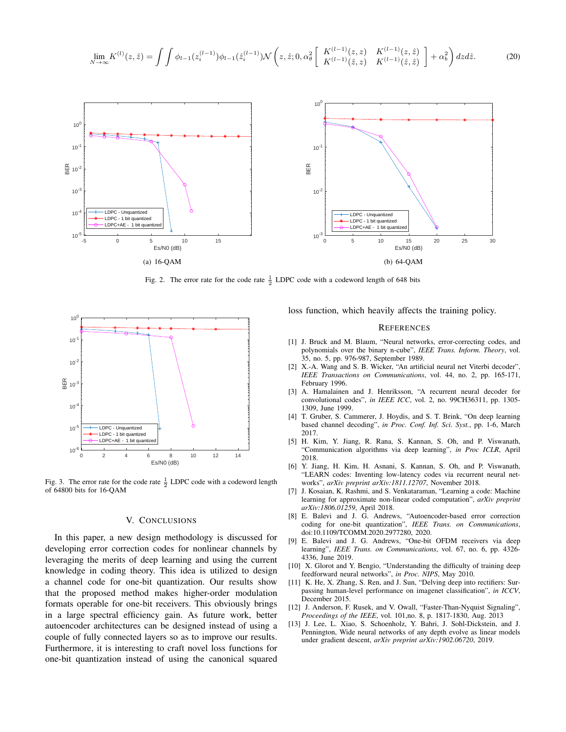$$\lim_{N\to\infty} K^{(l)}(z,\hat{z}) = \int\int \phi_{l-1}(z_i^{(l-1)})\phi_{l-1}(\hat{z}_i^{(l-1)})\mathcal{N}\left(z,\hat{z};0,\alpha_\theta^2\begin{bmatrix} K^{(l-1)}(z,z) & K^{(l-1)}(z,\hat{z}) \\ K^{(l-1)}(\hat{z},z) & K^{(l-1)}(\hat{z},\hat{z})\end{bmatrix} + \alpha_b^2\right) dz d\hat{z}. \tag{20}$$

BER
Es/N0 (dB)
LDPC - Unquantized
LDPC - 1 bit quantized
LDPC+AE - 1 bit quantized

(a) 16-QAM

BER
Es/N0 (dB)
LDPC - Unquantized
LDPC - 1 bit quantized
LDPC+AE - 1 bit quantized

(b) 64-QAM

Fig. 2. The error rate for the code rate $\frac{1}{2}$ LDPC code with a codeword length of 648 bits

BER
Es/N0 (dB)
LDPC - Unquantized
LDPC - 1 bit quantized
LDPC+AE - 1 bit quantized

Fig. 3. The error rate for the code rate $\frac{1}{2}$ LDPC code with a codeword length of 64800 bits for 16-QAM

## V. Conclusions

In this paper, a new design methodology is discussed for developing error correction codes for nonlinear channels by leveraging the merits of deep learning and using the current knowledge in coding theory. This idea is utilized to design a channel code for one-bit quantization. Our results show that the proposed method makes higher-order modulation formats operable for one-bit receivers. This obviously brings in a large spectral efficiency gain. As future work, better autoencoder architectures can be designed instead of using a couple of fully connected layers so as to improve our results. Furthermore, it is interesting to craft novel loss functions for one-bit quantization instead of using the canonical squared loss function, which heavily affects the training policy.

## References

[1] J. Bruck and M. Blaum, "Neural networks, error-correcting codes, and polynomials over the binary n-cube", *IEEE Trans. Inform. Theory*, vol. 35, no. 5, pp. 976-987, September 1989.

[2] X.-A. Wang and S. B. Wicker, "An artificial neural net Viterbi decoder", *IEEE Transactions on Communications*, vol. 44, no. 2, pp. 165-171, February 1996.

[3] A. Hamalainen and J. Henriksson, "A recurrent neural decoder for convolutional codes", *in IEEE ICC*, vol. 2, no. 99CH36311, pp. 1305-1309, June 1999.

[4] T. Gruber, S. Cammerer, J. Hoydis, and S. T. Brink, "On deep learning based channel decoding", *in Proc. Conf. Inf. Sci. Syst.*, pp. 1-6, March 2017.

[5] H. Kim, Y. Jiang, R. Rana, S. Kannan, S. Oh, and P. Viswanath, "Communication algorithms via deep learning", *in Proc ICLR*, April 2018.

[6] Y. Jiang, H. Kim, H. Asnani, S. Kannan, S. Oh, and P. Viswanath, "LEARN codes: Inventing low-latency codes via recurrent neural networks", *arXiv preprint arXiv:1811.12707*, November 2018.

[7] J. Kosaian, K. Rashmi, and S. Venkataraman, "Learning a code: Machine learning for approximate non-linear coded computation", *arXiv preprint arXiv:1806.01259*, April 2018.

[8] E. Balevi and J. G. Andrews, "Autoencoder-based error correction coding for one-bit quantization", *IEEE Trans. on Communications*, doi:10.1109/TCOMM.2020.2977280, 2020.

[9] E. Balevi and J. G. Andrews, "One-bit OFDM receivers via deep learning", *IEEE Trans. on Communications*, vol. 67, no. 6, pp. 4326-4336, June 2019.

[10] X. Glorot and Y. Bengio, "Understanding the difficulty of training deep feedforward neural networks", *in Proc. NIPS*, May 2010.

[11] K. He, X. Zhang, S. Ren, and J. Sun, "Delving deep into rectifiers: Surpassing human-level performance on imagenet classification", *in ICCV*, December 2015.

[12] J. Anderson, F. Rusek, and V. Owall, "Faster-Than-Nyquist Signaling", *Proceedings of the IEEE*, vol. 101,no. 8, p. 1817-1830, Aug. 2013

[13] J. Lee, L. Xiao, S. Schoenholz, Y. Bahri, J. Sohl-Dickstein, and J. Pennington, Wide neural networks of any depth evolve as linear models under gradient descent, *arXiv preprint arXiv:1902.06720*, 2019.